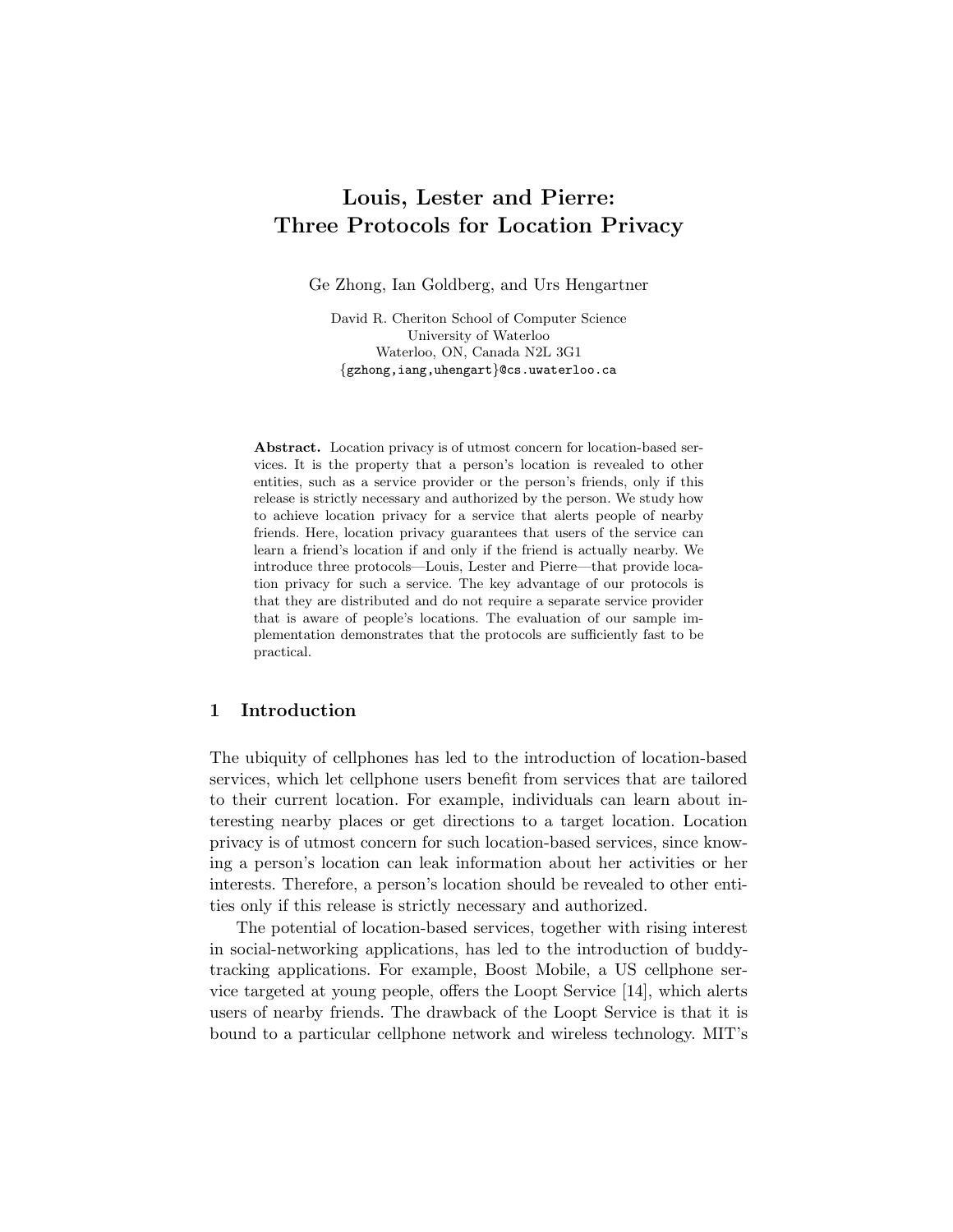# Louis, Lester and Pierre: Three Protocols for Location Privacy

Ge Zhong, Ian Goldberg, and Urs Hengartner

David R. Cheriton School of Computer Science
University of Waterloo
Waterloo, ON, Canada N2L 3G1
{gzhong,iang,uhengart}@cs.uwaterloo.ca

**Abstract.** Location privacy is of utmost concern for location-based services. It is the property that a person's location is revealed to other entities, such as a service provider or the person's friends, only if this release is strictly necessary and authorized by the person. We study how to achieve location privacy for a service that alerts people of nearby friends. Here, location privacy guarantees that users of the service can learn a friend's location if and only if the friend is actually nearby. We introduce three protocols—Louis, Lester and Pierre—that provide location privacy for such a service. The key advantage of our protocols is that they are distributed and do not require a separate service provider that is aware of people's locations. The evaluation of our sample implementation demonstrates that the protocols are sufficiently fast to be practical.

## 1 Introduction

The ubiquity of cellphones has led to the introduction of location-based services, which let cellphone users benefit from services that are tailored to their current location. For example, individuals can learn about interesting nearby places or get directions to a target location. Location privacy is of utmost concern for such location-based services, since knowing a person's location can leak information about her activities or her interests. Therefore, a person's location should be revealed to other entities only if this release is strictly necessary and authorized.

The potential of location-based services, together with rising interest in social-networking applications, has led to the introduction of buddy-tracking applications. For example, Boost Mobile, a US cellphone service targeted at young people, offers the Loopt Service [14], which alerts users of nearby friends. The drawback of the Loopt Service is that it is bound to a particular cellphone network and wireless technology. MIT's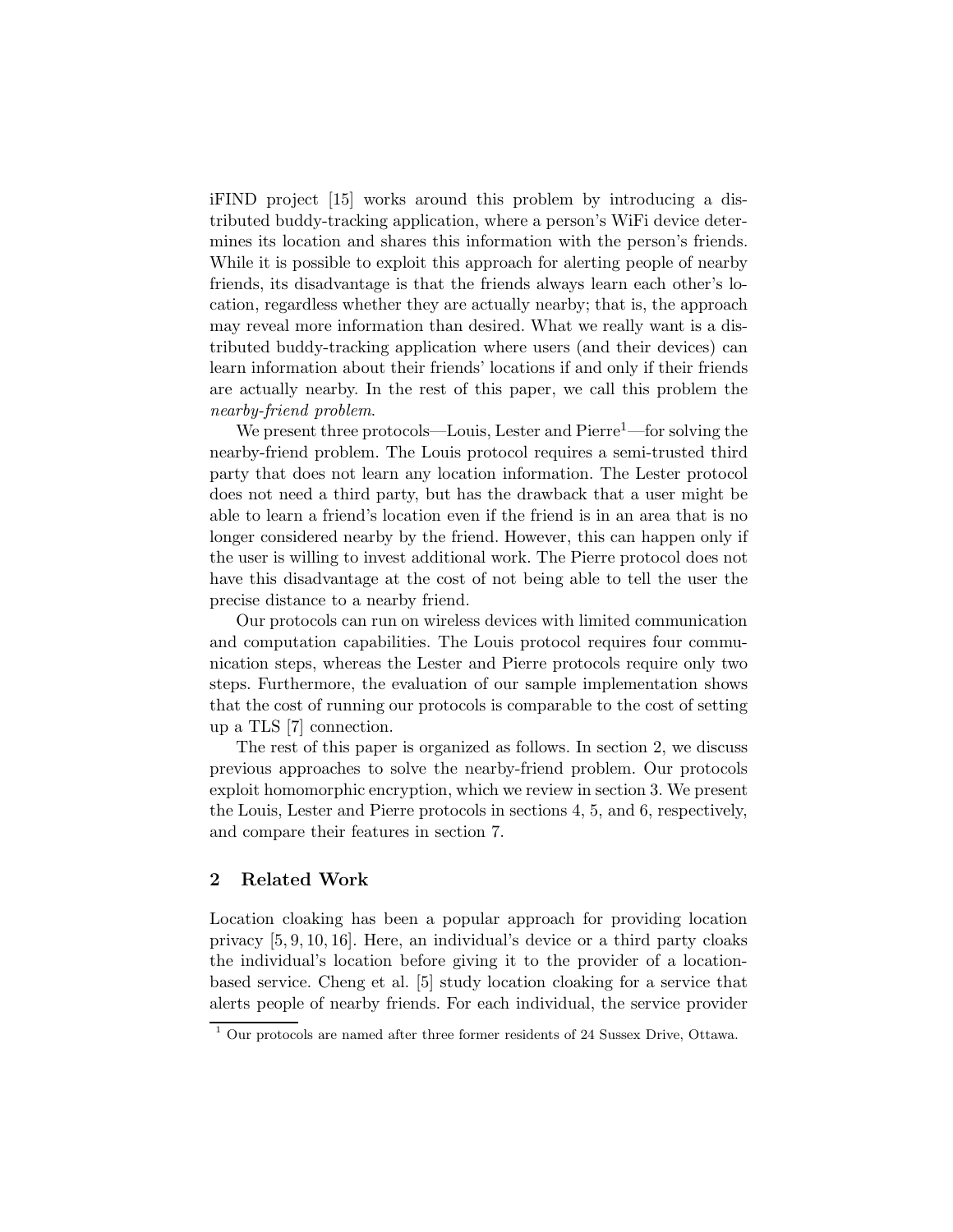iFIND project [15] works around this problem by introducing a distributed buddy-tracking application, where a person's WiFi device determines its location and shares this information with the person's friends. While it is possible to exploit this approach for alerting people of nearby friends, its disadvantage is that the friends always learn each other's location, regardless whether they are actually nearby; that is, the approach may reveal more information than desired. What we really want is a distributed buddy-tracking application where users (and their devices) can learn information about their friends' locations if and only if their friends are actually nearby. In the rest of this paper, we call this problem the *nearby-friend problem*.

We present three protocols—Louis, Lester and Pierre[1]—for solving the nearby-friend problem. The Louis protocol requires a semi-trusted third party that does not learn any location information. The Lester protocol does not need a third party, but has the drawback that a user might be able to learn a friend's location even if the friend is in an area that is no longer considered nearby by the friend. However, this can happen only if the user is willing to invest additional work. The Pierre protocol does not have this disadvantage at the cost of not being able to tell the user the precise distance to a nearby friend.

Our protocols can run on wireless devices with limited communication and computation capabilities. The Louis protocol requires four communication steps, whereas the Lester and Pierre protocols require only two steps. Furthermore, the evaluation of our sample implementation shows that the cost of running our protocols is comparable to the cost of setting up a TLS [7] connection.

The rest of this paper is organized as follows. In section 2, we discuss previous approaches to solve the nearby-friend problem. Our protocols exploit homomorphic encryption, which we review in section 3. We present the Louis, Lester and Pierre protocols in sections 4, 5, and 6, respectively, and compare their features in section 7.

## 2 Related Work

Location cloaking has been a popular approach for providing location privacy [5, 9, 10, 16]. Here, an individual's device or a third party cloaks the individual's location before giving it to the provider of a location-based service. Cheng et al. [5] study location cloaking for a service that alerts people of nearby friends. For each individual, the service provider

[1] Our protocols are named after three former residents of 24 Sussex Drive, Ottawa.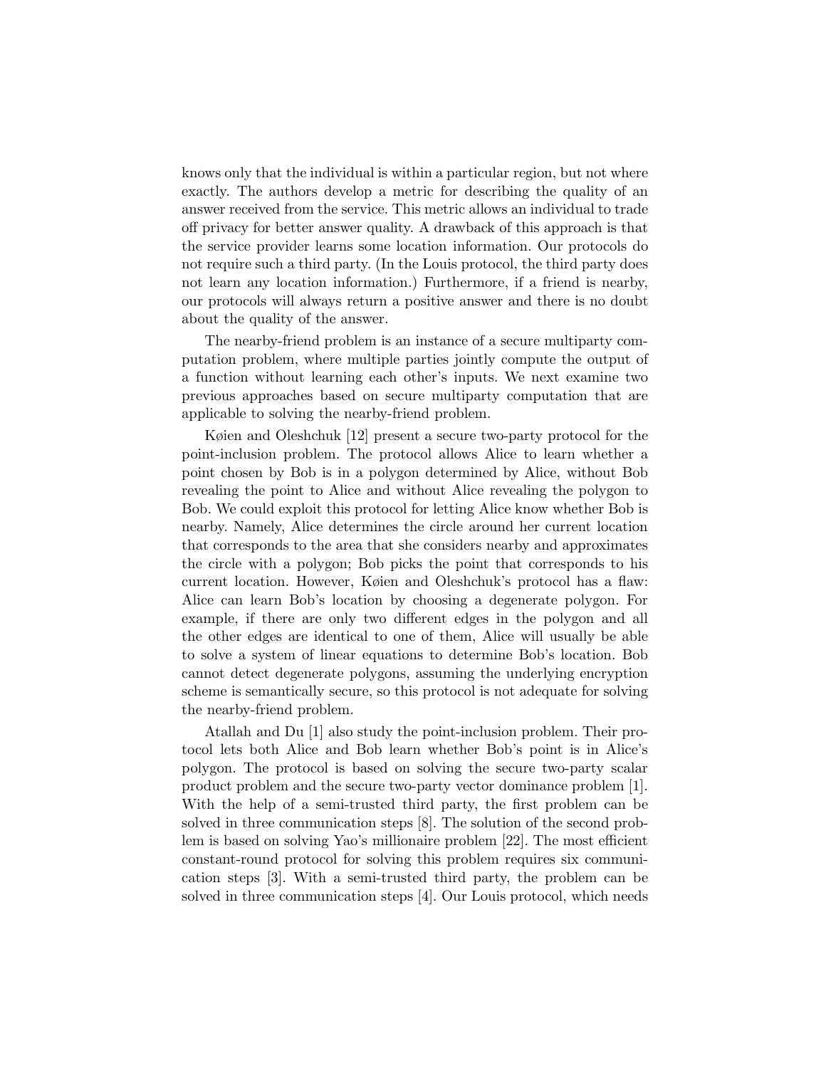knows only that the individual is within a particular region, but not where exactly. The authors develop a metric for describing the quality of an answer received from the service. This metric allows an individual to trade off privacy for better answer quality. A drawback of this approach is that the service provider learns some location information. Our protocols do not require such a third party. (In the Louis protocol, the third party does not learn any location information.) Furthermore, if a friend is nearby, our protocols will always return a positive answer and there is no doubt about the quality of the answer.

The nearby-friend problem is an instance of a secure multiparty computation problem, where multiple parties jointly compute the output of a function without learning each other's inputs. We next examine two previous approaches based on secure multiparty computation that are applicable to solving the nearby-friend problem.

Køien and Oleshchuk [12] present a secure two-party protocol for the point-inclusion problem. The protocol allows Alice to learn whether a point chosen by Bob is in a polygon determined by Alice, without Bob revealing the point to Alice and without Alice revealing the polygon to Bob. We could exploit this protocol for letting Alice know whether Bob is nearby. Namely, Alice determines the circle around her current location that corresponds to the area that she considers nearby and approximates the circle with a polygon; Bob picks the point that corresponds to his current location. However, Køien and Oleshchuk's protocol has a flaw: Alice can learn Bob's location by choosing a degenerate polygon. For example, if there are only two different edges in the polygon and all the other edges are identical to one of them, Alice will usually be able to solve a system of linear equations to determine Bob's location. Bob cannot detect degenerate polygons, assuming the underlying encryption scheme is semantically secure, so this protocol is not adequate for solving the nearby-friend problem.

Atallah and Du [1] also study the point-inclusion problem. Their protocol lets both Alice and Bob learn whether Bob's point is in Alice's polygon. The protocol is based on solving the secure two-party scalar product problem and the secure two-party vector dominance problem [1]. With the help of a semi-trusted third party, the first problem can be solved in three communication steps [8]. The solution of the second problem is based on solving Yao's millionaire problem [22]. The most efficient constant-round protocol for solving this problem requires six communication steps [3]. With a semi-trusted third party, the problem can be solved in three communication steps [4]. Our Louis protocol, which needs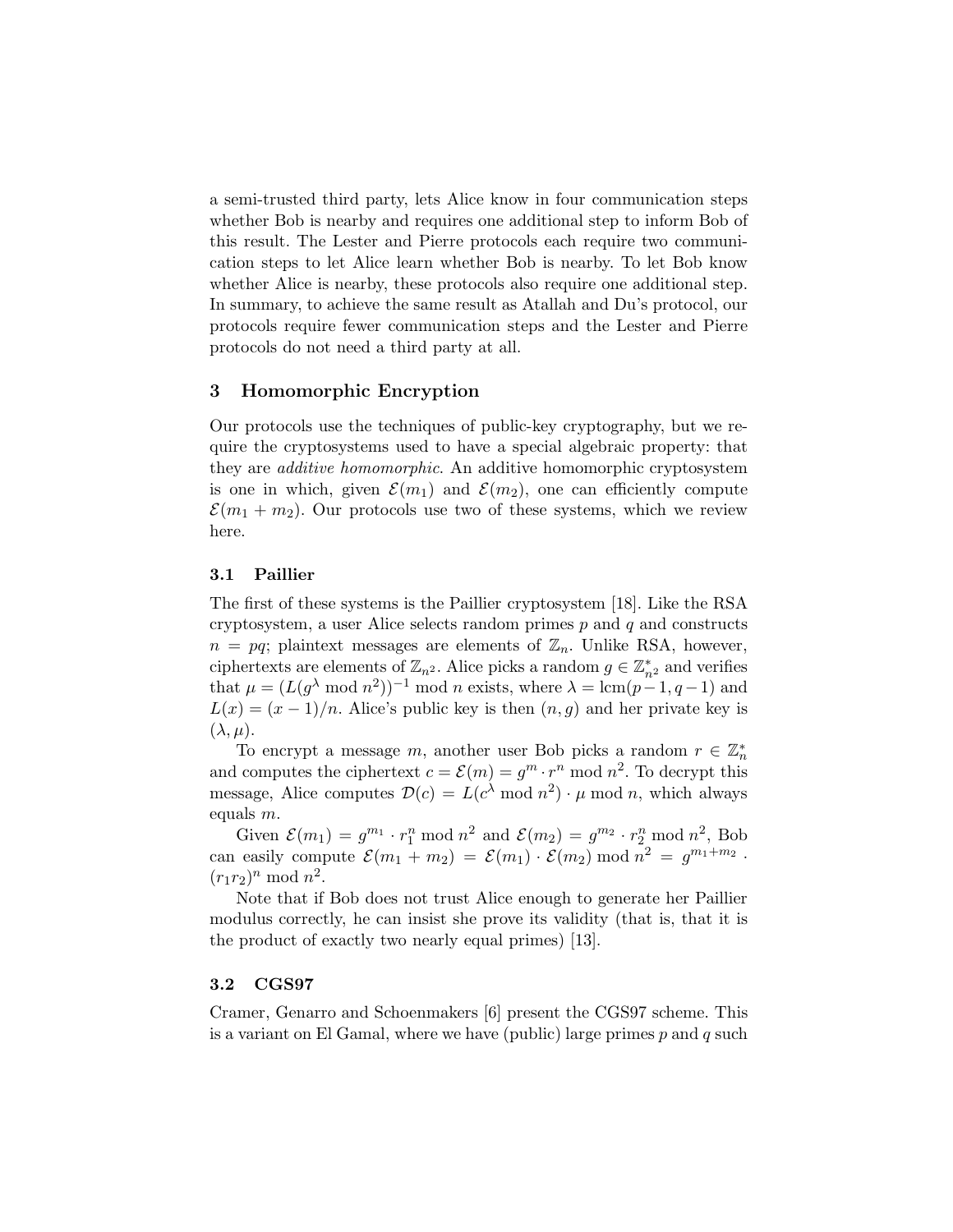a semi-trusted third party, lets Alice know in four communication steps whether Bob is nearby and requires one additional step to inform Bob of this result. The Lester and Pierre protocols each require two communication steps to let Alice learn whether Bob is nearby. To let Bob know whether Alice is nearby, these protocols also require one additional step. In summary, to achieve the same result as Atallah and Du's protocol, our protocols require fewer communication steps and the Lester and Pierre protocols do not need a third party at all.

## 3 Homomorphic Encryption

Our protocols use the techniques of public-key cryptography, but we require the cryptosystems used to have a special algebraic property: that they are *additive homomorphic*. An additive homomorphic cryptosystem is one in which, given $\mathcal{E}(m_1)$ and $\mathcal{E}(m_2)$, one can efficiently compute $\mathcal{E}(m_1 + m_2)$. Our protocols use two of these systems, which we review here.

### 3.1 Paillier

The first of these systems is the Paillier cryptosystem [18]. Like the RSA cryptosystem, a user Alice selects random primes $p$ and $q$ and constructs $n = pq$; plaintext messages are elements of $\mathbb{Z}_n$. Unlike RSA, however, ciphertexts are elements of $\mathbb{Z}_{n^2}$. Alice picks a random $g \in \mathbb{Z}^*_{n^2}$ and verifies that $\mu = (L(g^\lambda \bmod n^2))^{-1} \bmod n$ exists, where $\lambda = \text{lcm}(p-1, q-1)$ and $L(x) = (x-1)/n$. Alice's public key is then $(n, g)$ and her private key is $(\lambda, \mu)$.

To encrypt a message $m$, another user Bob picks a random $r \in \mathbb{Z}^*_n$ and computes the ciphertext $c = \mathcal{E}(m) = g^m \cdot r^n \bmod n^2$. To decrypt this message, Alice computes $\mathcal{D}(c) = L(c^\lambda \bmod n^2) \cdot \mu \bmod n$, which always equals $m$.

Given $\mathcal{E}(m_1) = g^{m_1} \cdot r_1^n \bmod n^2$ and $\mathcal{E}(m_2) = g^{m_2} \cdot r_2^n \bmod n^2$, Bob can easily compute $\mathcal{E}(m_1 + m_2) = \mathcal{E}(m_1) \cdot \mathcal{E}(m_2) \bmod n^2 = g^{m_1+m_2} \cdot (r_1 r_2)^n \bmod n^2$.

Note that if Bob does not trust Alice enough to generate her Paillier modulus correctly, he can insist she prove its validity (that is, that it is the product of exactly two nearly equal primes) [13].

### 3.2 CGS97

Cramer, Genarro and Schoenmakers [6] present the CGS97 scheme. This is a variant on El Gamal, where we have (public) large primes $p$ and $q$ such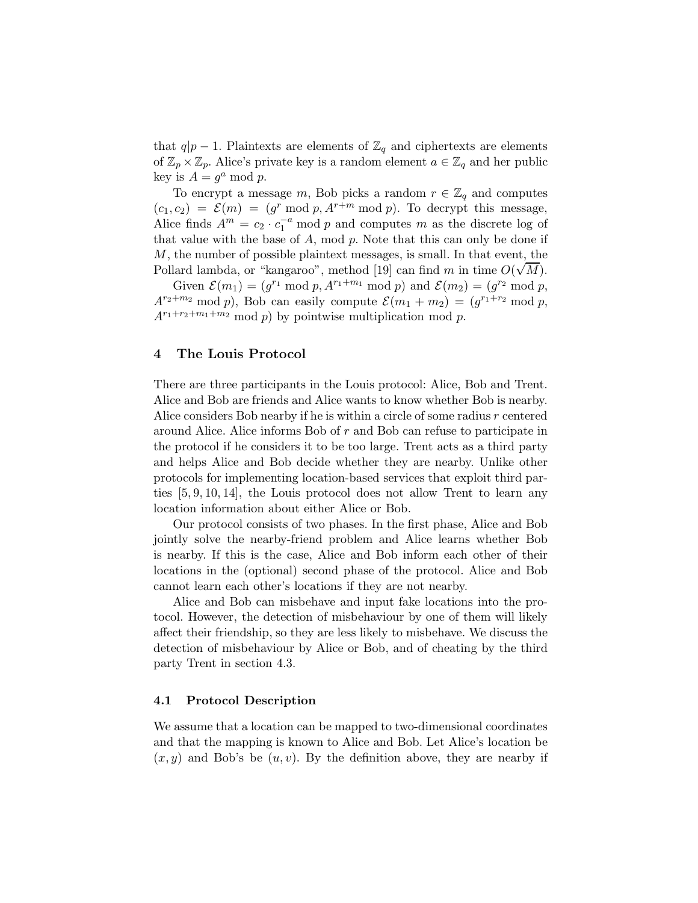that $q|p-1$. Plaintexts are elements of $\mathbb{Z}_q$ and ciphertexts are elements of $\mathbb{Z}_p \times \mathbb{Z}_p$. Alice's private key is a random element $a \in \mathbb{Z}_q$ and her public key is $A = g^a \bmod p$.

To encrypt a message $m$, Bob picks a random $r \in \mathbb{Z}_q$ and computes $(c_1, c_2) = \mathcal{E}(m) = (g^r \bmod p, A^{r+m} \bmod p)$. To decrypt this message, Alice finds $A^m = c_2 \cdot c_1^{-a} \bmod p$ and computes $m$ as the discrete log of that value with the base of $A$, mod $p$. Note that this can only be done if $M$, the number of possible plaintext messages, is small. In that event, the Pollard lambda, or "kangaroo", method [19] can find $m$ in time $O(\sqrt{M})$.

Given $\mathcal{E}(m_1) = (g^{r_1} \bmod p, A^{r_1+m_1} \bmod p)$ and $\mathcal{E}(m_2) = (g^{r_2} \bmod p, A^{r_2+m_2} \bmod p)$, Bob can easily compute $\mathcal{E}(m_1 + m_2) = (g^{r_1+r_2} \bmod p, A^{r_1+r_2+m_1+m_2} \bmod p)$ by pointwise multiplication mod $p$.

## 4 The Louis Protocol

There are three participants in the Louis protocol: Alice, Bob and Trent. Alice and Bob are friends and Alice wants to know whether Bob is nearby. Alice considers Bob nearby if he is within a circle of some radius $r$ centered around Alice. Alice informs Bob of $r$ and Bob can refuse to participate in the protocol if he considers it to be too large. Trent acts as a third party and helps Alice and Bob decide whether they are nearby. Unlike other protocols for implementing location-based services that exploit third parties [5, 9, 10, 14], the Louis protocol does not allow Trent to learn any location information about either Alice or Bob.

Our protocol consists of two phases. In the first phase, Alice and Bob jointly solve the nearby-friend problem and Alice learns whether Bob is nearby. If this is the case, Alice and Bob inform each other of their locations in the (optional) second phase of the protocol. Alice and Bob cannot learn each other's locations if they are not nearby.

Alice and Bob can misbehave and input fake locations into the protocol. However, the detection of misbehaviour by one of them will likely affect their friendship, so they are less likely to misbehave. We discuss the detection of misbehaviour by Alice or Bob, and of cheating by the third party Trent in section 4.3.

### 4.1 Protocol Description

We assume that a location can be mapped to two-dimensional coordinates and that the mapping is known to Alice and Bob. Let Alice's location be $(x, y)$ and Bob's be $(u, v)$. By the definition above, they are nearby if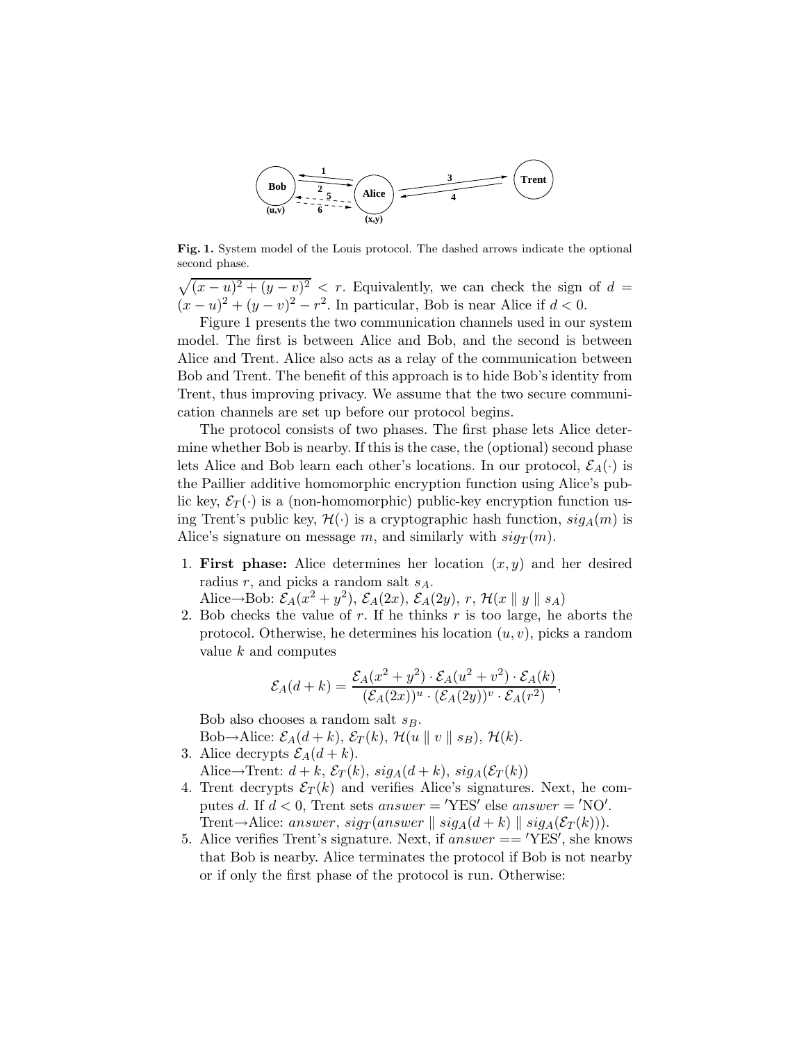**Fig. 1.** System model of the Louis protocol. The dashed arrows indicate the optional second phase.

$\sqrt{(x-u)^2 + (y-v)^2} < r$. Equivalently, we can check the sign of $d = (x-u)^2 + (y-v)^2 - r^2$. In particular, Bob is near Alice if $d < 0$.

Figure 1 presents the two communication channels used in our system model. The first is between Alice and Bob, and the second is between Alice and Trent. Alice also acts as a relay of the communication between Bob and Trent. The benefit of this approach is to hide Bob's identity from Trent, thus improving privacy. We assume that the two secure communication channels are set up before our protocol begins.

The protocol consists of two phases. The first phase lets Alice determine whether Bob is nearby. If this is the case, the (optional) second phase lets Alice and Bob learn each other's locations. In our protocol, $\mathcal{E}_A(\cdot)$ is the Paillier additive homomorphic encryption function using Alice's public key, $\mathcal{E}_T(\cdot)$ is a (non-homomorphic) public-key encryption function using Trent's public key, $\mathcal{H}(\cdot)$ is a cryptographic hash function, $sig_A(m)$ is Alice's signature on message $m$, and similarly with $sig_T(m)$.

1. **First phase:** Alice determines her location $(x, y)$ and her desired radius $r$, and picks a random salt $s_A$.
   Alice→Bob: $\mathcal{E}_A(x^2 + y^2)$, $\mathcal{E}_A(2x)$, $\mathcal{E}_A(2y)$, $r$, $\mathcal{H}(x \parallel y \parallel s_A)$
2. Bob checks the value of $r$. If he thinks $r$ is too large, he aborts the protocol. Otherwise, he determines his location $(u, v)$, picks a random value $k$ and computes

   $$\mathcal{E}_A(d+k) = \frac{\mathcal{E}_A(x^2+y^2) \cdot \mathcal{E}_A(u^2+v^2) \cdot \mathcal{E}_A(k)}{(\mathcal{E}_A(2x))^u \cdot (\mathcal{E}_A(2y))^v \cdot \mathcal{E}_A(r^2)},$$

   Bob also chooses a random salt $s_B$.
   Bob→Alice: $\mathcal{E}_A(d+k)$, $\mathcal{E}_T(k)$, $\mathcal{H}(u \parallel v \parallel s_B)$, $\mathcal{H}(k)$.
3. Alice decrypts $\mathcal{E}_A(d+k)$.
   Alice→Trent: $d+k$, $\mathcal{E}_T(k)$, $sig_A(d+k)$, $sig_A(\mathcal{E}_T(k))$
4. Trent decrypts $\mathcal{E}_T(k)$ and verifies Alice's signatures. Next, he computes $d$. If $d < 0$, Trent sets $answer = \text{'YES'}$ else $answer = \text{'NO'}$.
   Trent→Alice: $answer$, $sig_T(answer \parallel sig_A(d+k) \parallel sig_A(\mathcal{E}_T(k)))$.
5. Alice verifies Trent's signature. Next, if $answer == \text{'YES'}$, she knows that Bob is nearby. Alice terminates the protocol if Bob is not nearby or if only the first phase of the protocol is run. Otherwise: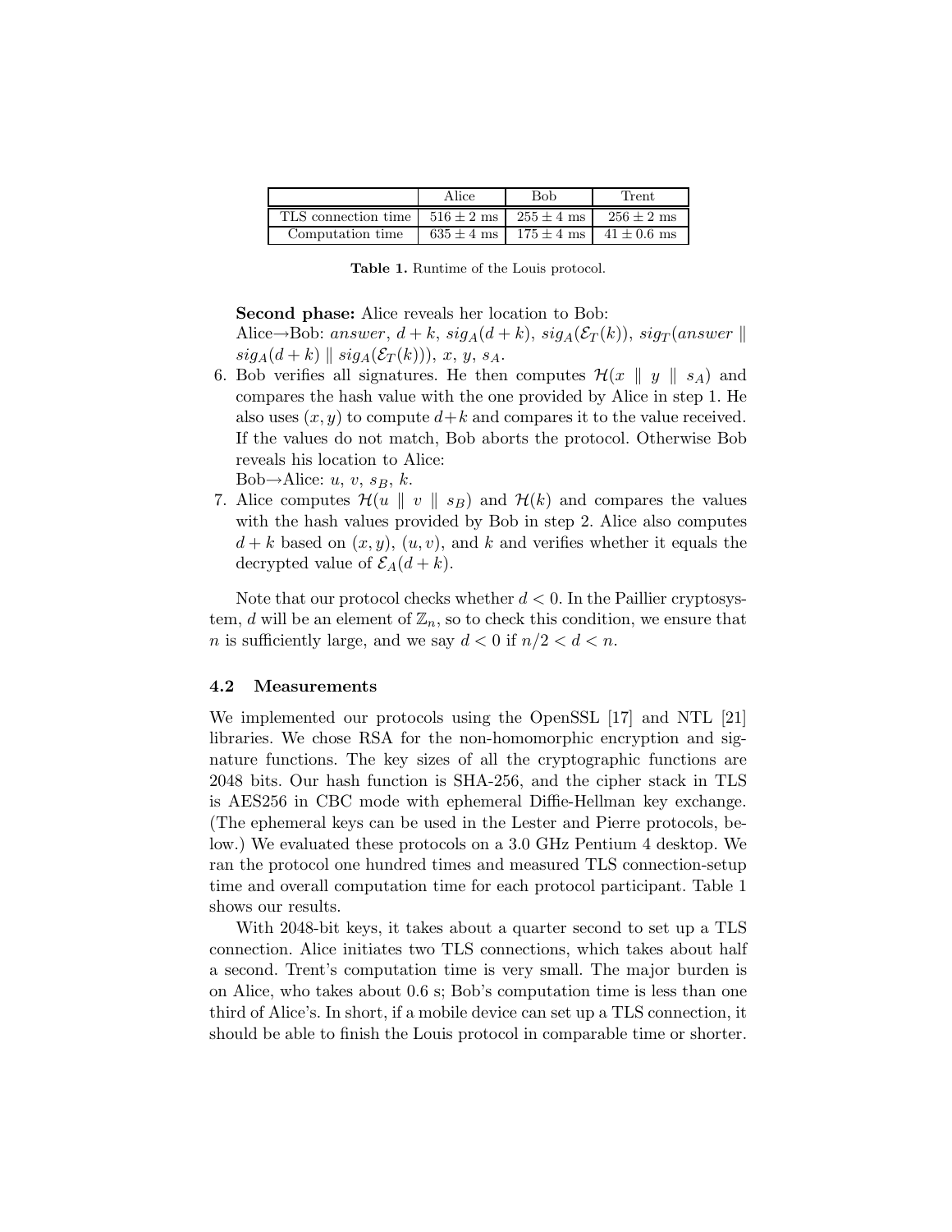| | Alice | Bob | Trent |
|---|---|---|---|
| TLS connection time | $516 \pm 2$ ms | $255 \pm 4$ ms | $256 \pm 2$ ms |
| Computation time | $635 \pm 4$ ms | $175 \pm 4$ ms | $41 \pm 0.6$ ms |

**Table 1.** Runtime of the Louis protocol.

**Second phase:** Alice reveals her location to Bob:
Alice→Bob: $answer$, $d+k$, $sig_A(d+k)$, $sig_A(\mathcal{E}_T(k))$, $sig_T(answer \parallel sig_A(d+k) \parallel sig_A(\mathcal{E}_T(k)))$, $x$, $y$, $s_A$.

6. Bob verifies all signatures. He then computes $\mathcal{H}(x \parallel y \parallel s_A)$ and compares the hash value with the one provided by Alice in step 1. He also uses $(x, y)$ to compute $d+k$ and compares it to the value received. If the values do not match, Bob aborts the protocol. Otherwise Bob reveals his location to Alice:
Bob→Alice: $u$, $v$, $s_B$, $k$.
7. Alice computes $\mathcal{H}(u \parallel v \parallel s_B)$ and $\mathcal{H}(k)$ and compares the values with the hash values provided by Bob in step 2. Alice also computes $d+k$ based on $(x, y)$, $(u, v)$, and $k$ and verifies whether it equals the decrypted value of $\mathcal{E}_A(d+k)$.

Note that our protocol checks whether $d < 0$. In the Paillier cryptosystem, $d$ will be an element of $\mathbb{Z}_n$, so to check this condition, we ensure that $n$ is sufficiently large, and we say $d < 0$ if $n/2 < d < n$.

### 4.2 Measurements

We implemented our protocols using the OpenSSL [17] and NTL [21] libraries. We chose RSA for the non-homomorphic encryption and signature functions. The key sizes of all the cryptographic functions are 2048 bits. Our hash function is SHA-256, and the cipher stack in TLS is AES256 in CBC mode with ephemeral Diffie-Hellman key exchange. (The ephemeral keys can be used in the Lester and Pierre protocols, below.) We evaluated these protocols on a 3.0 GHz Pentium 4 desktop. We ran the protocol one hundred times and measured TLS connection-setup time and overall computation time for each protocol participant. Table 1 shows our results.

With 2048-bit keys, it takes about a quarter second to set up a TLS connection. Alice initiates two TLS connections, which takes about half a second. Trent's computation time is very small. The major burden is on Alice, who takes about 0.6 s; Bob's computation time is less than one third of Alice's. In short, if a mobile device can set up a TLS connection, it should be able to finish the Louis protocol in comparable time or shorter.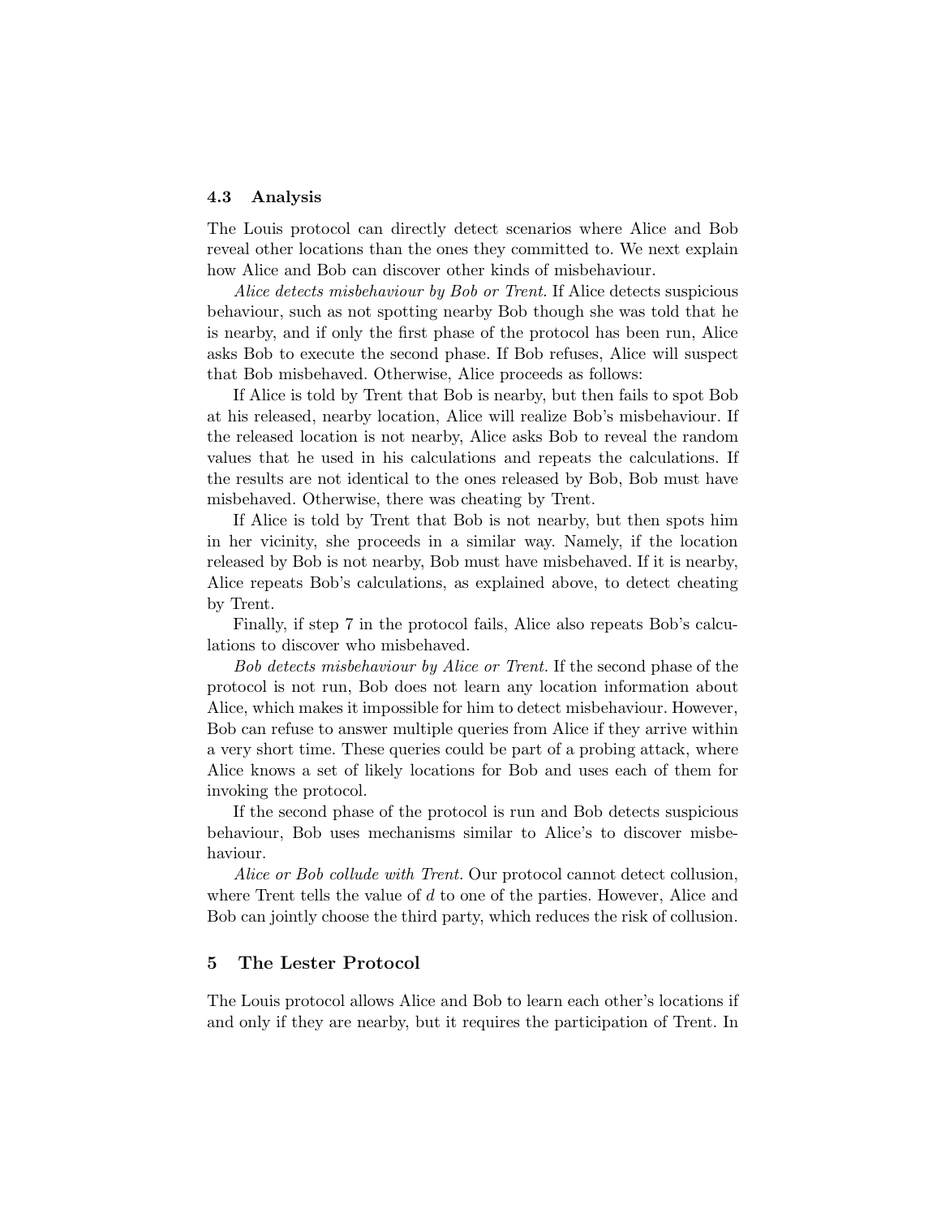### 4.3 Analysis

The Louis protocol can directly detect scenarios where Alice and Bob reveal other locations than the ones they committed to. We next explain how Alice and Bob can discover other kinds of misbehaviour.

*Alice detects misbehaviour by Bob or Trent.* If Alice detects suspicious behaviour, such as not spotting nearby Bob though she was told that he is nearby, and if only the first phase of the protocol has been run, Alice asks Bob to execute the second phase. If Bob refuses, Alice will suspect that Bob misbehaved. Otherwise, Alice proceeds as follows:

If Alice is told by Trent that Bob is nearby, but then fails to spot Bob at his released, nearby location, Alice will realize Bob's misbehaviour. If the released location is not nearby, Alice asks Bob to reveal the random values that he used in his calculations and repeats the calculations. If the results are not identical to the ones released by Bob, Bob must have misbehaved. Otherwise, there was cheating by Trent.

If Alice is told by Trent that Bob is not nearby, but then spots him in her vicinity, she proceeds in a similar way. Namely, if the location released by Bob is not nearby, Bob must have misbehaved. If it is nearby, Alice repeats Bob's calculations, as explained above, to detect cheating by Trent.

Finally, if step 7 in the protocol fails, Alice also repeats Bob's calculations to discover who misbehaved.

*Bob detects misbehaviour by Alice or Trent.* If the second phase of the protocol is not run, Bob does not learn any location information about Alice, which makes it impossible for him to detect misbehaviour. However, Bob can refuse to answer multiple queries from Alice if they arrive within a very short time. These queries could be part of a probing attack, where Alice knows a set of likely locations for Bob and uses each of them for invoking the protocol.

If the second phase of the protocol is run and Bob detects suspicious behaviour, Bob uses mechanisms similar to Alice's to discover misbehaviour.

*Alice or Bob collude with Trent.* Our protocol cannot detect collusion, where Trent tells the value of $d$ to one of the parties. However, Alice and Bob can jointly choose the third party, which reduces the risk of collusion.

## 5 The Lester Protocol

The Louis protocol allows Alice and Bob to learn each other's locations if and only if they are nearby, but it requires the participation of Trent. In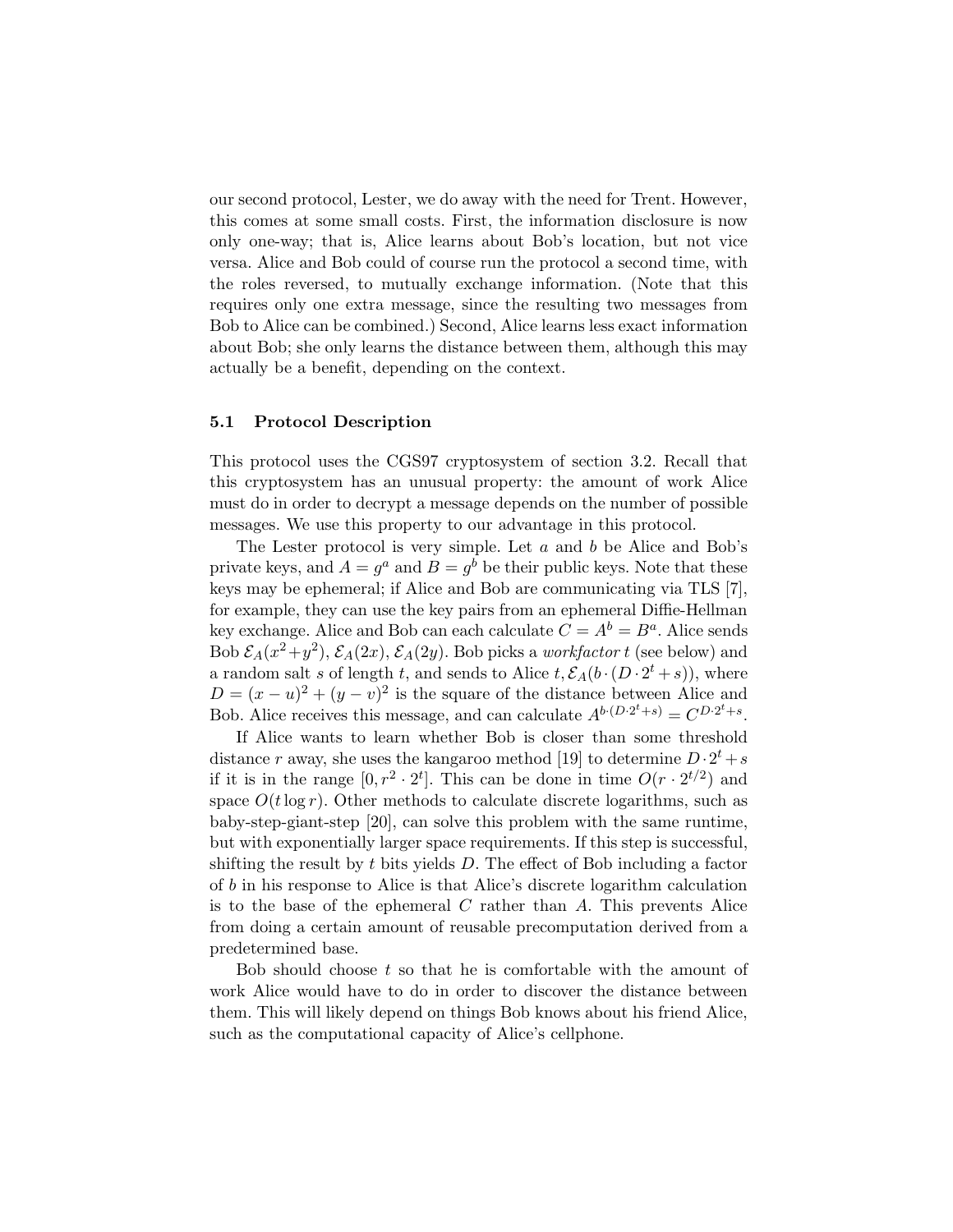our second protocol, Lester, we do away with the need for Trent. However, this comes at some small costs. First, the information disclosure is now only one-way; that is, Alice learns about Bob's location, but not vice versa. Alice and Bob could of course run the protocol a second time, with the roles reversed, to mutually exchange information. (Note that this requires only one extra message, since the resulting two messages from Bob to Alice can be combined.) Second, Alice learns less exact information about Bob; she only learns the distance between them, although this may actually be a benefit, depending on the context.

### 5.1 Protocol Description

This protocol uses the CGS97 cryptosystem of section 3.2. Recall that this cryptosystem has an unusual property: the amount of work Alice must do in order to decrypt a message depends on the number of possible messages. We use this property to our advantage in this protocol.

The Lester protocol is very simple. Let $a$ and $b$ be Alice and Bob's private keys, and $A = g^a$ and $B = g^b$ be their public keys. Note that these keys may be ephemeral; if Alice and Bob are communicating via TLS [7], for example, they can use the key pairs from an ephemeral Diffie-Hellman key exchange. Alice and Bob can each calculate $C = A^b = B^a$. Alice sends Bob $\mathcal{E}_A(x^2+y^2)$, $\mathcal{E}_A(2x)$, $\mathcal{E}_A(2y)$. Bob picks a *workfactor* $t$ (see below) and a random salt $s$ of length $t$, and sends to Alice $t, \mathcal{E}_A(b \cdot (D \cdot 2^t + s))$, where $D = (x-u)^2 + (y-v)^2$ is the square of the distance between Alice and Bob. Alice receives this message, and can calculate $A^{b \cdot (D \cdot 2^t + s)} = C^{D \cdot 2^t + s}$.

If Alice wants to learn whether Bob is closer than some threshold distance $r$ away, she uses the kangaroo method [19] to determine $D \cdot 2^t + s$ if it is in the range $[0, r^2 \cdot 2^t]$. This can be done in time $O(r \cdot 2^{t/2})$ and space $O(t \log r)$. Other methods to calculate discrete logarithms, such as baby-step-giant-step [20], can solve this problem with the same runtime, but with exponentially larger space requirements. If this step is successful, shifting the result by $t$ bits yields $D$. The effect of Bob including a factor of $b$ in his response to Alice is that Alice's discrete logarithm calculation is to the base of the ephemeral $C$ rather than $A$. This prevents Alice from doing a certain amount of reusable precomputation derived from a predetermined base.

Bob should choose $t$ so that he is comfortable with the amount of work Alice would have to do in order to discover the distance between them. This will likely depend on things Bob knows about his friend Alice, such as the computational capacity of Alice's cellphone.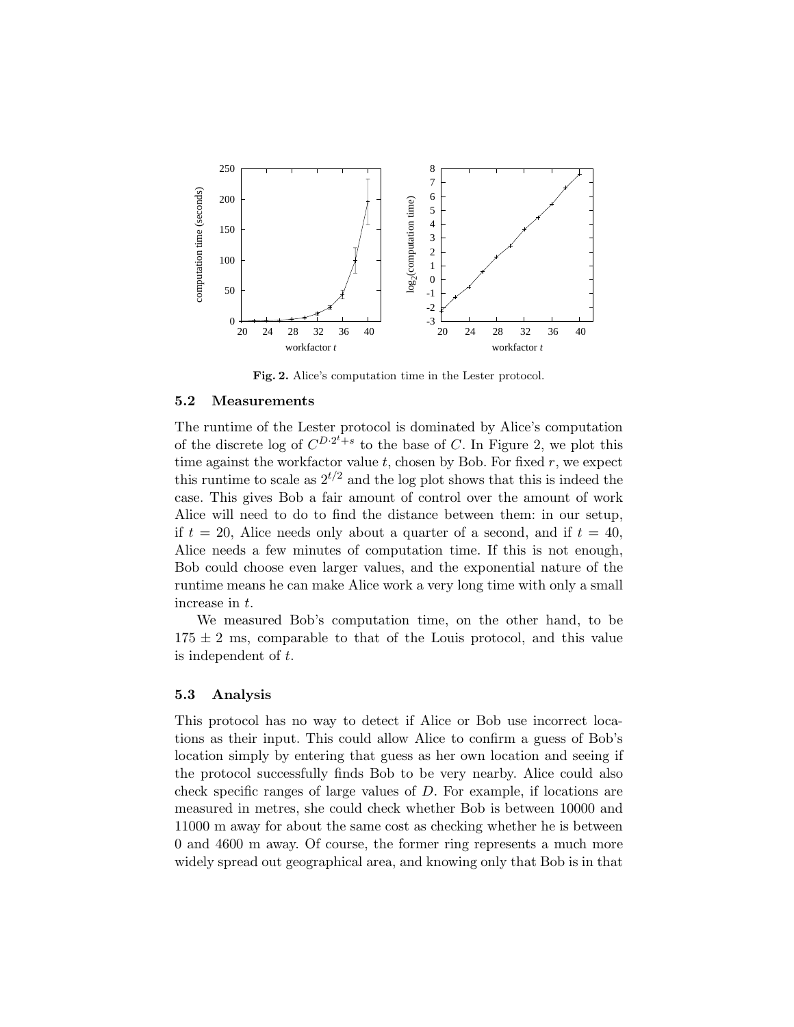Fig. 2. Alice's computation time in the Lester protocol.

### 5.2 Measurements

The runtime of the Lester protocol is dominated by Alice's computation of the discrete log of $C^{D \cdot 2^t + s}$ to the base of $C$. In Figure 2, we plot this time against the workfactor value $t$, chosen by Bob. For fixed $r$, we expect this runtime to scale as $2^{t/2}$ and the log plot shows that this is indeed the case. This gives Bob a fair amount of control over the amount of work Alice will need to do to find the distance between them: in our setup, if $t = 20$, Alice needs only about a quarter of a second, and if $t = 40$, Alice needs a few minutes of computation time. If this is not enough, Bob could choose even larger values, and the exponential nature of the runtime means he can make Alice work a very long time with only a small increase in $t$.

We measured Bob's computation time, on the other hand, to be $175 \pm 2$ ms, comparable to that of the Louis protocol, and this value is independent of $t$.

### 5.3 Analysis

This protocol has no way to detect if Alice or Bob use incorrect locations as their input. This could allow Alice to confirm a guess of Bob's location simply by entering that guess as her own location and seeing if the protocol successfully finds Bob to be very nearby. Alice could also check specific ranges of large values of $D$. For example, if locations are measured in metres, she could check whether Bob is between 10000 and 11000 m away for about the same cost as checking whether he is between 0 and 4600 m away. Of course, the former ring represents a much more widely spread out geographical area, and knowing only that Bob is in that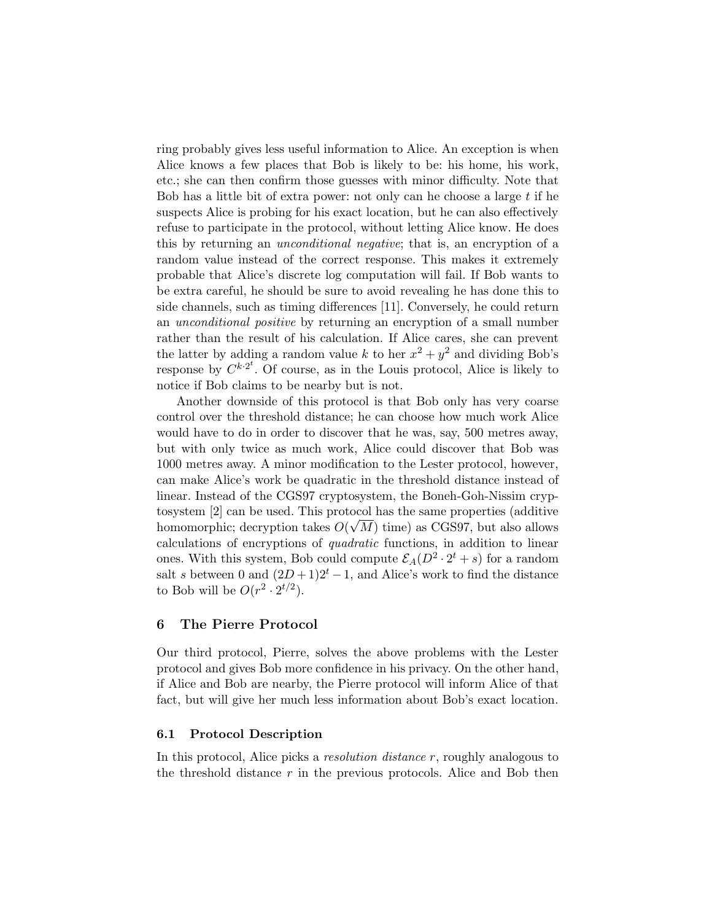ring probably gives less useful information to Alice. An exception is when Alice knows a few places that Bob is likely to be: his home, his work, etc.; she can then confirm those guesses with minor difficulty. Note that Bob has a little bit of extra power: not only can he choose a large $t$ if he suspects Alice is probing for his exact location, but he can also effectively refuse to participate in the protocol, without letting Alice know. He does this by returning an *unconditional negative*; that is, an encryption of a random value instead of the correct response. This makes it extremely probable that Alice's discrete log computation will fail. If Bob wants to be extra careful, he should be sure to avoid revealing he has done this to side channels, such as timing differences [11]. Conversely, he could return an *unconditional positive* by returning an encryption of a small number rather than the result of his calculation. If Alice cares, she can prevent the latter by adding a random value $k$ to her $x^2 + y^2$ and dividing Bob's response by $C^{k \cdot 2^t}$. Of course, as in the Louis protocol, Alice is likely to notice if Bob claims to be nearby but is not.

Another downside of this protocol is that Bob only has very coarse control over the threshold distance; he can choose how much work Alice would have to do in order to discover that he was, say, 500 metres away, but with only twice as much work, Alice could discover that Bob was 1000 metres away. A minor modification to the Lester protocol, however, can make Alice's work be quadratic in the threshold distance instead of linear. Instead of the CGS97 cryptosystem, the Boneh-Goh-Nissim cryptosystem [2] can be used. This protocol has the same properties (additive homomorphic; decryption takes $O(\sqrt{M})$ time) as CGS97, but also allows calculations of encryptions of *quadratic* functions, in addition to linear ones. With this system, Bob could compute $\mathcal{E}_A(D^2 \cdot 2^t + s)$ for a random salt $s$ between 0 and $(2D+1)2^t - 1$, and Alice's work to find the distance to Bob will be $O(r^2 \cdot 2^{t/2})$.

## 6 The Pierre Protocol

Our third protocol, Pierre, solves the above problems with the Lester protocol and gives Bob more confidence in his privacy. On the other hand, if Alice and Bob are nearby, the Pierre protocol will inform Alice of that fact, but will give her much less information about Bob's exact location.

### 6.1 Protocol Description

In this protocol, Alice picks a *resolution distance* $r$, roughly analogous to the threshold distance $r$ in the previous protocols. Alice and Bob then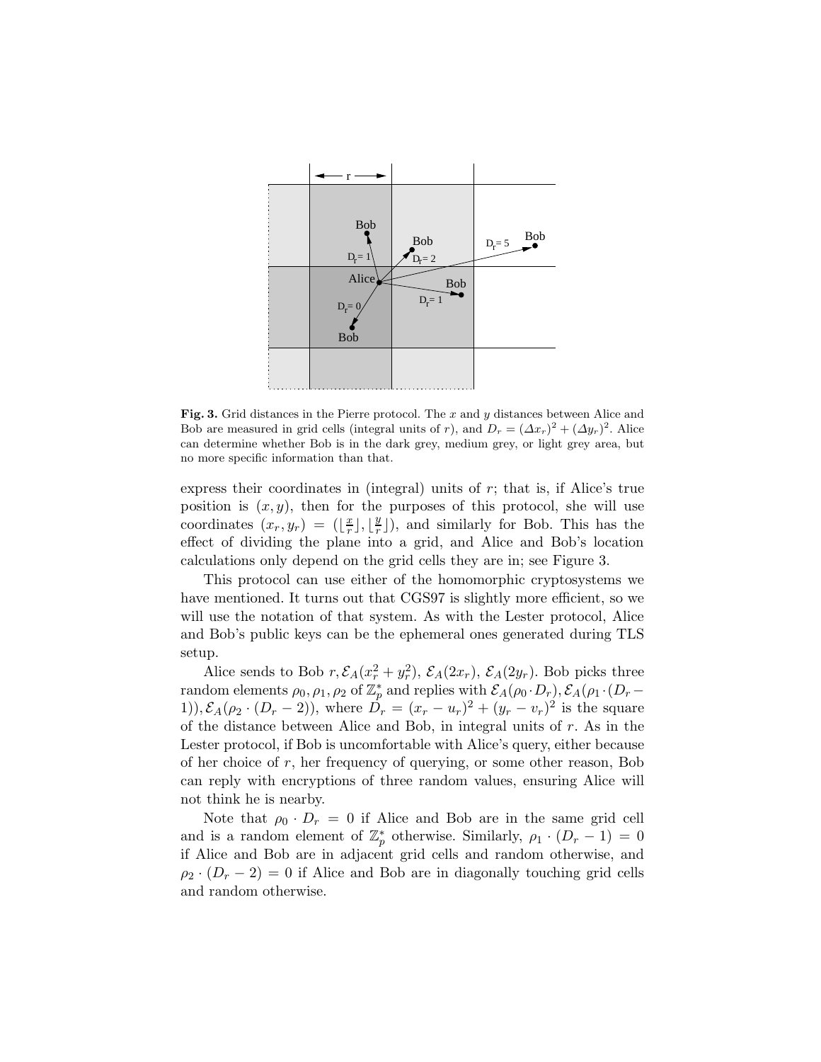**Fig. 3.** Grid distances in the Pierre protocol. The $x$ and $y$ distances between Alice and Bob are measured in grid cells (integral units of $r$), and $D_r = (\Delta x_r)^2 + (\Delta y_r)^2$. Alice can determine whether Bob is in the dark grey, medium grey, or light grey area, but no more specific information than that.

express their coordinates in (integral) units of $r$; that is, if Alice's true position is $(x, y)$, then for the purposes of this protocol, she will use coordinates $(x_r, y_r) = (\lfloor \frac{x}{r} \rfloor, \lfloor \frac{y}{r} \rfloor)$, and similarly for Bob. This has the effect of dividing the plane into a grid, and Alice and Bob's location calculations only depend on the grid cells they are in; see Figure 3.

This protocol can use either of the homomorphic cryptosystems we have mentioned. It turns out that CGS97 is slightly more efficient, so we will use the notation of that system. As with the Lester protocol, Alice and Bob's public keys can be the ephemeral ones generated during TLS setup.

Alice sends to Bob $r, \mathcal{E}_A(x_r^2 + y_r^2)$, $\mathcal{E}_A(2x_r)$, $\mathcal{E}_A(2y_r)$. Bob picks three random elements $\rho_0, \rho_1, \rho_2$ of $\mathbb{Z}_p^*$ and replies with $\mathcal{E}_A(\rho_0 \cdot D_r), \mathcal{E}_A(\rho_1 \cdot (D_r - 1)), \mathcal{E}_A(\rho_2 \cdot (D_r - 2))$, where $D_r = (x_r - u_r)^2 + (y_r - v_r)^2$ is the square of the distance between Alice and Bob, in integral units of $r$. As in the Lester protocol, if Bob is uncomfortable with Alice's query, either because of her choice of $r$, her frequency of querying, or some other reason, Bob can reply with encryptions of three random values, ensuring Alice will not think he is nearby.

Note that $\rho_0 \cdot D_r = 0$ if Alice and Bob are in the same grid cell and is a random element of $\mathbb{Z}_p^*$ otherwise. Similarly, $\rho_1 \cdot (D_r - 1) = 0$ if Alice and Bob are in adjacent grid cells and random otherwise, and $\rho_2 \cdot (D_r - 2) = 0$ if Alice and Bob are in diagonally touching grid cells and random otherwise.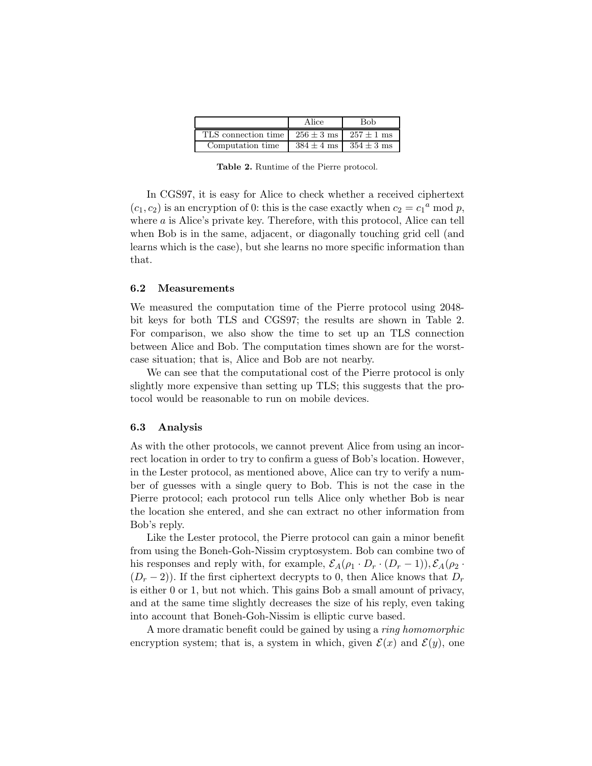| | Alice | Bob |
|---|---|---|
| TLS connection time | $256 \pm 3$ ms | $257 \pm 1$ ms |
| Computation time | $384 \pm 4$ ms | $354 \pm 3$ ms |

**Table 2.** Runtime of the Pierre protocol.

In CGS97, it is easy for Alice to check whether a received ciphertext $(c_1, c_2)$ is an encryption of 0: this is the case exactly when $c_2 = {c_1}^a \bmod p$, where $a$ is Alice's private key. Therefore, with this protocol, Alice can tell when Bob is in the same, adjacent, or diagonally touching grid cell (and learns which is the case), but she learns no more specific information than that.

### 6.2 Measurements

We measured the computation time of the Pierre protocol using 2048-bit keys for both TLS and CGS97; the results are shown in Table 2. For comparison, we also show the time to set up an TLS connection between Alice and Bob. The computation times shown are for the worst-case situation; that is, Alice and Bob are not nearby.

We can see that the computational cost of the Pierre protocol is only slightly more expensive than setting up TLS; this suggests that the protocol would be reasonable to run on mobile devices.

### 6.3 Analysis

As with the other protocols, we cannot prevent Alice from using an incorrect location in order to try to confirm a guess of Bob's location. However, in the Lester protocol, as mentioned above, Alice can try to verify a number of guesses with a single query to Bob. This is not the case in the Pierre protocol; each protocol run tells Alice only whether Bob is near the location she entered, and she can extract no other information from Bob's reply.

Like the Lester protocol, the Pierre protocol can gain a minor benefit from using the Boneh-Goh-Nissim cryptosystem. Bob can combine two of his responses and reply with, for example, $\mathcal{E}_A(\rho_1 \cdot D_r \cdot (D_r - 1)), \mathcal{E}_A(\rho_2 \cdot (D_r - 2))$. If the first ciphertext decrypts to 0, then Alice knows that $D_r$ is either 0 or 1, but not which. This gains Bob a small amount of privacy, and at the same time slightly decreases the size of his reply, even taking into account that Boneh-Goh-Nissim is elliptic curve based.

A more dramatic benefit could be gained by using a *ring homomorphic* encryption system; that is, a system in which, given $\mathcal{E}(x)$ and $\mathcal{E}(y)$, one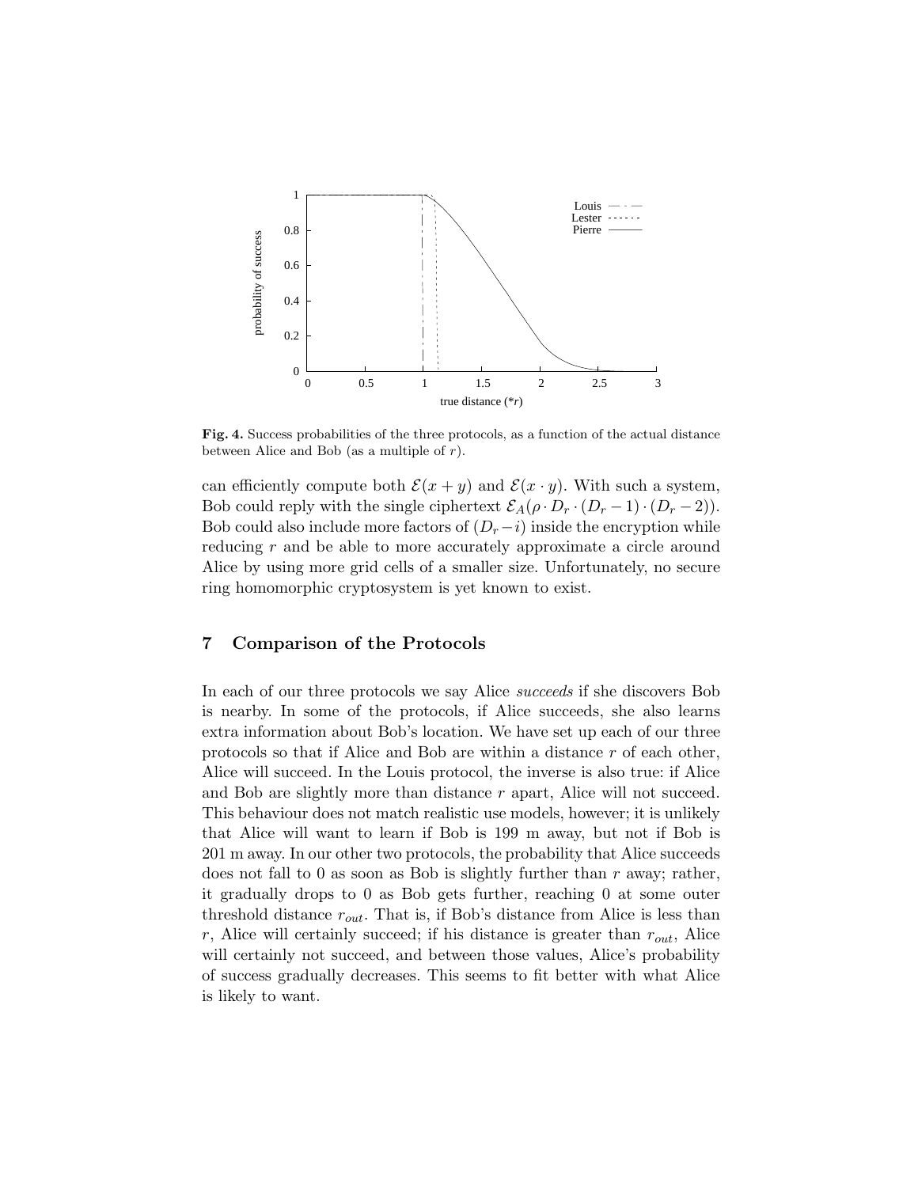**Fig. 4.** Success probabilities of the three protocols, as a function of the actual distance between Alice and Bob (as a multiple of $r$).

can efficiently compute both $\mathcal{E}(x + y)$ and $\mathcal{E}(x \cdot y)$. With such a system, Bob could reply with the single ciphertext $\mathcal{E}_A(\rho \cdot D_r \cdot (D_r - 1) \cdot (D_r - 2))$. Bob could also include more factors of $(D_r - i)$ inside the encryption while reducing $r$ and be able to more accurately approximate a circle around Alice by using more grid cells of a smaller size. Unfortunately, no secure ring homomorphic cryptosystem is yet known to exist.

## 7 Comparison of the Protocols

In each of our three protocols we say Alice *succeeds* if she discovers Bob is nearby. In some of the protocols, if Alice succeeds, she also learns extra information about Bob's location. We have set up each of our three protocols so that if Alice and Bob are within a distance $r$ of each other, Alice will succeed. In the Louis protocol, the inverse is also true: if Alice and Bob are slightly more than distance $r$ apart, Alice will not succeed. This behaviour does not match realistic use models, however; it is unlikely that Alice will want to learn if Bob is 199 m away, but not if Bob is 201 m away. In our other two protocols, the probability that Alice succeeds does not fall to 0 as soon as Bob is slightly further than $r$ away; rather, it gradually drops to 0 as Bob gets further, reaching 0 at some outer threshold distance $r_{out}$. That is, if Bob's distance from Alice is less than $r$, Alice will certainly succeed; if his distance is greater than $r_{out}$, Alice will certainly not succeed, and between those values, Alice's probability of success gradually decreases. This seems to fit better with what Alice is likely to want.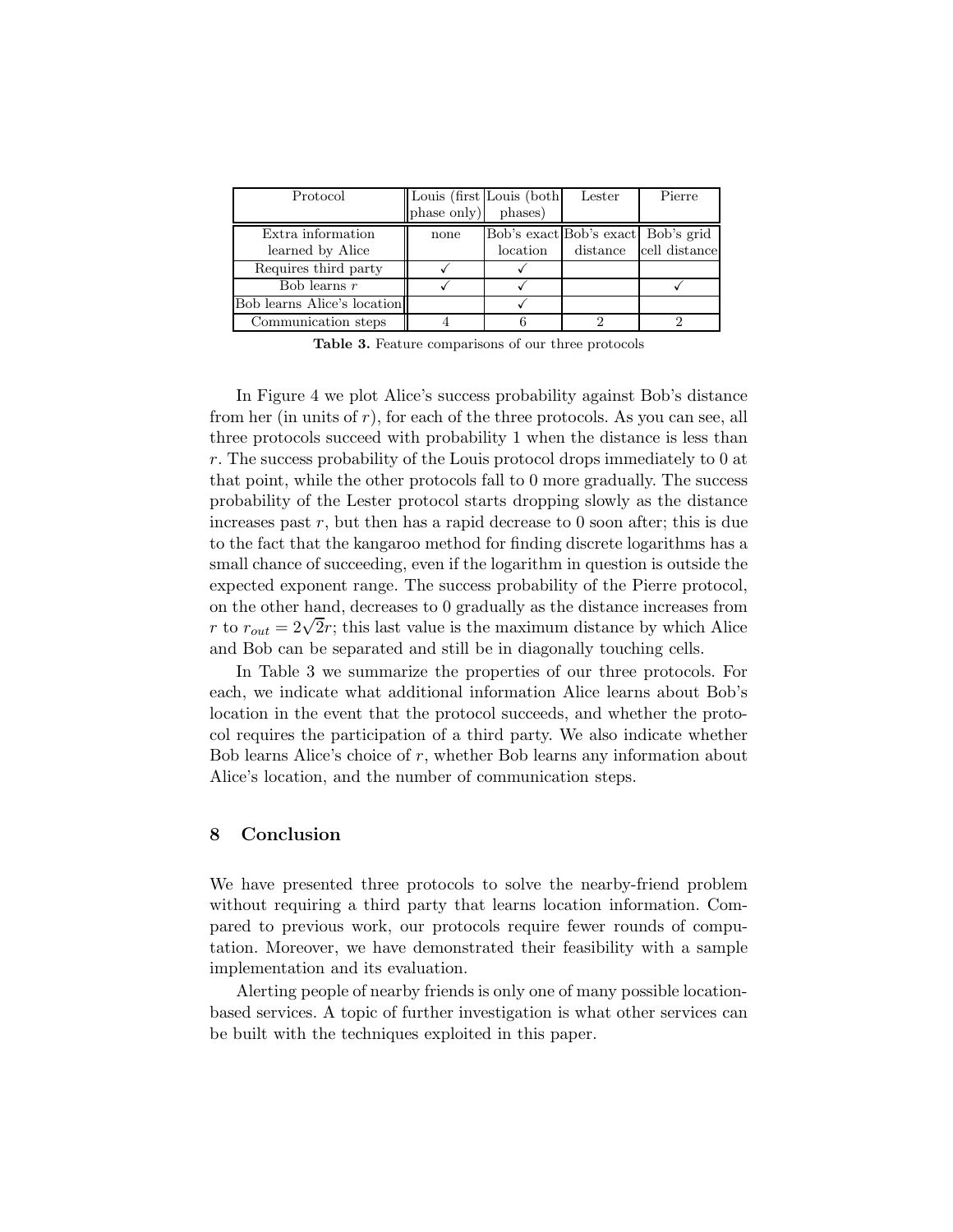| Protocol | Louis (first phase only) | Louis (both phases) | Lester | Pierre |
|---|---|---|---|---|
| Extra information learned by Alice | none | Bob's exact location | Bob's exact distance | Bob's grid cell distance |
| Requires third party | ✓ | ✓ | | |
| Bob learns $r$ | ✓ | ✓ | | ✓ |
| Bob learns Alice's location | | ✓ | | |
| Communication steps | 4 | 6 | 2 | 2 |

**Table 3.** Feature comparisons of our three protocols

In Figure 4 we plot Alice's success probability against Bob's distance from her (in units of $r$), for each of the three protocols. As you can see, all three protocols succeed with probability 1 when the distance is less than $r$. The success probability of the Louis protocol drops immediately to 0 at that point, while the other protocols fall to 0 more gradually. The success probability of the Lester protocol starts dropping slowly as the distance increases past $r$, but then has a rapid decrease to 0 soon after; this is due to the fact that the kangaroo method for finding discrete logarithms has a small chance of succeeding, even if the logarithm in question is outside the expected exponent range. The success probability of the Pierre protocol, on the other hand, decreases to 0 gradually as the distance increases from $r$ to $r_{out} = 2\sqrt{2}r$; this last value is the maximum distance by which Alice and Bob can be separated and still be in diagonally touching cells.

In Table 3 we summarize the properties of our three protocols. For each, we indicate what additional information Alice learns about Bob's location in the event that the protocol succeeds, and whether the protocol requires the participation of a third party. We also indicate whether Bob learns Alice's choice of $r$, whether Bob learns any information about Alice's location, and the number of communication steps.

## 8 Conclusion

We have presented three protocols to solve the nearby-friend problem without requiring a third party that learns location information. Compared to previous work, our protocols require fewer rounds of computation. Moreover, we have demonstrated their feasibility with a sample implementation and its evaluation.

Alerting people of nearby friends is only one of many possible location-based services. A topic of further investigation is what other services can be built with the techniques exploited in this paper.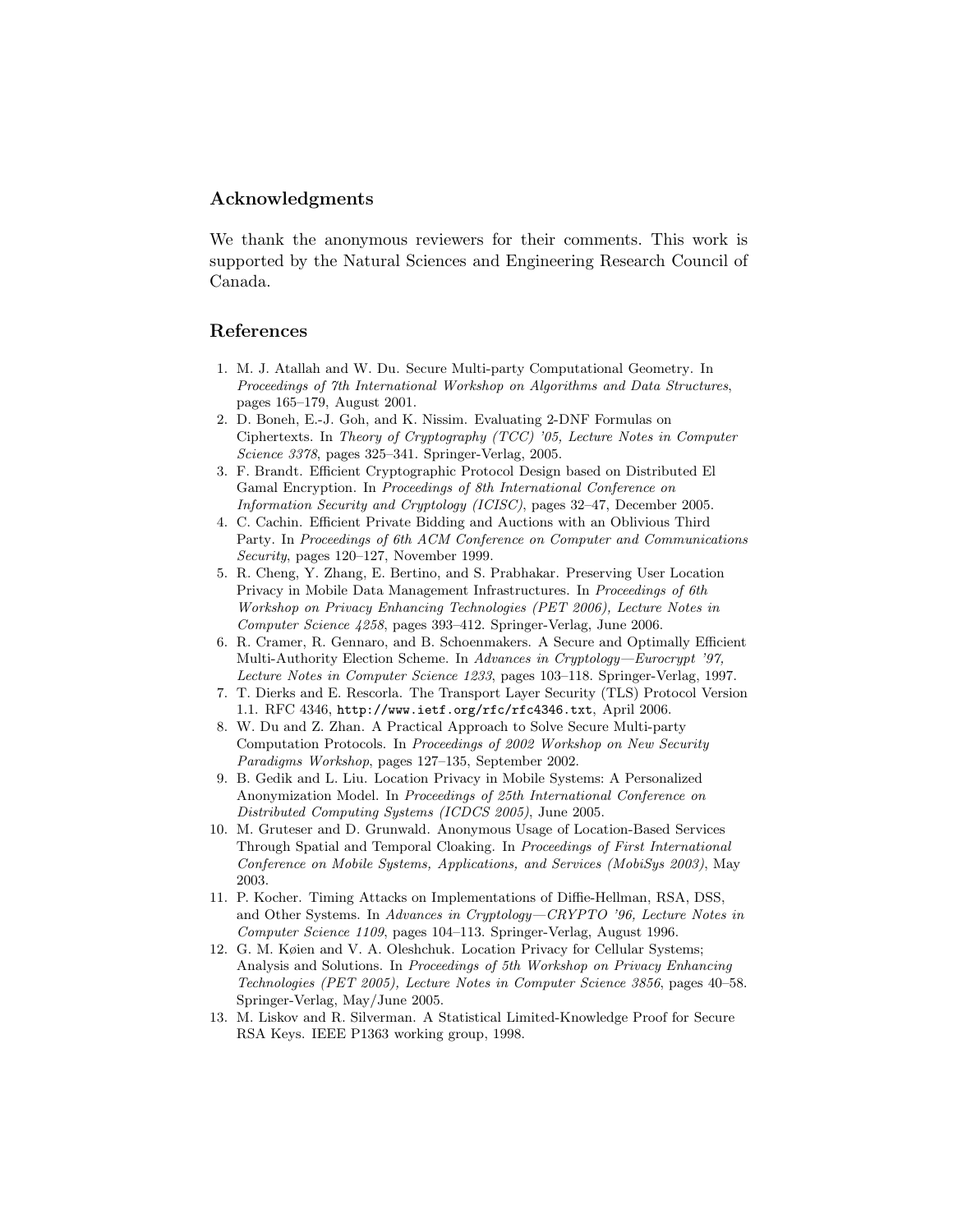## Acknowledgments

We thank the anonymous reviewers for their comments. This work is supported by the Natural Sciences and Engineering Research Council of Canada.

## References

1. M. J. Atallah and W. Du. Secure Multi-party Computational Geometry. In *Proceedings of 7th International Workshop on Algorithms and Data Structures*, pages 165–179, August 2001.
2. D. Boneh, E.-J. Goh, and K. Nissim. Evaluating 2-DNF Formulas on Ciphertexts. In *Theory of Cryptography (TCC) '05, Lecture Notes in Computer Science 3378*, pages 325–341. Springer-Verlag, 2005.
3. F. Brandt. Efficient Cryptographic Protocol Design based on Distributed El Gamal Encryption. In *Proceedings of 8th International Conference on Information Security and Cryptology (ICISC)*, pages 32–47, December 2005.
4. C. Cachin. Efficient Private Bidding and Auctions with an Oblivious Third Party. In *Proceedings of 6th ACM Conference on Computer and Communications Security*, pages 120–127, November 1999.
5. R. Cheng, Y. Zhang, E. Bertino, and S. Prabhakar. Preserving User Location Privacy in Mobile Data Management Infrastructures. In *Proceedings of 6th Workshop on Privacy Enhancing Technologies (PET 2006), Lecture Notes in Computer Science 4258*, pages 393–412. Springer-Verlag, June 2006.
6. R. Cramer, R. Gennaro, and B. Schoenmakers. A Secure and Optimally Efficient Multi-Authority Election Scheme. In *Advances in Cryptology—Eurocrypt '97, Lecture Notes in Computer Science 1233*, pages 103–118. Springer-Verlag, 1997.
7. T. Dierks and E. Rescorla. The Transport Layer Security (TLS) Protocol Version 1.1. RFC 4346, `http://www.ietf.org/rfc/rfc4346.txt`, April 2006.
8. W. Du and Z. Zhan. A Practical Approach to Solve Secure Multi-party Computation Protocols. In *Proceedings of 2002 Workshop on New Security Paradigms Workshop*, pages 127–135, September 2002.
9. B. Gedik and L. Liu. Location Privacy in Mobile Systems: A Personalized Anonymization Model. In *Proceedings of 25th International Conference on Distributed Computing Systems (ICDCS 2005)*, June 2005.
10. M. Gruteser and D. Grunwald. Anonymous Usage of Location-Based Services Through Spatial and Temporal Cloaking. In *Proceedings of First International Conference on Mobile Systems, Applications, and Services (MobiSys 2003)*, May 2003.
11. P. Kocher. Timing Attacks on Implementations of Diffie-Hellman, RSA, DSS, and Other Systems. In *Advances in Cryptology—CRYPTO '96, Lecture Notes in Computer Science 1109*, pages 104–113. Springer-Verlag, August 1996.
12. G. M. Køien and V. A. Oleshchuk. Location Privacy for Cellular Systems; Analysis and Solutions. In *Proceedings of 5th Workshop on Privacy Enhancing Technologies (PET 2005), Lecture Notes in Computer Science 3856*, pages 40–58. Springer-Verlag, May/June 2005.
13. M. Liskov and R. Silverman. A Statistical Limited-Knowledge Proof for Secure RSA Keys. IEEE P1363 working group, 1998.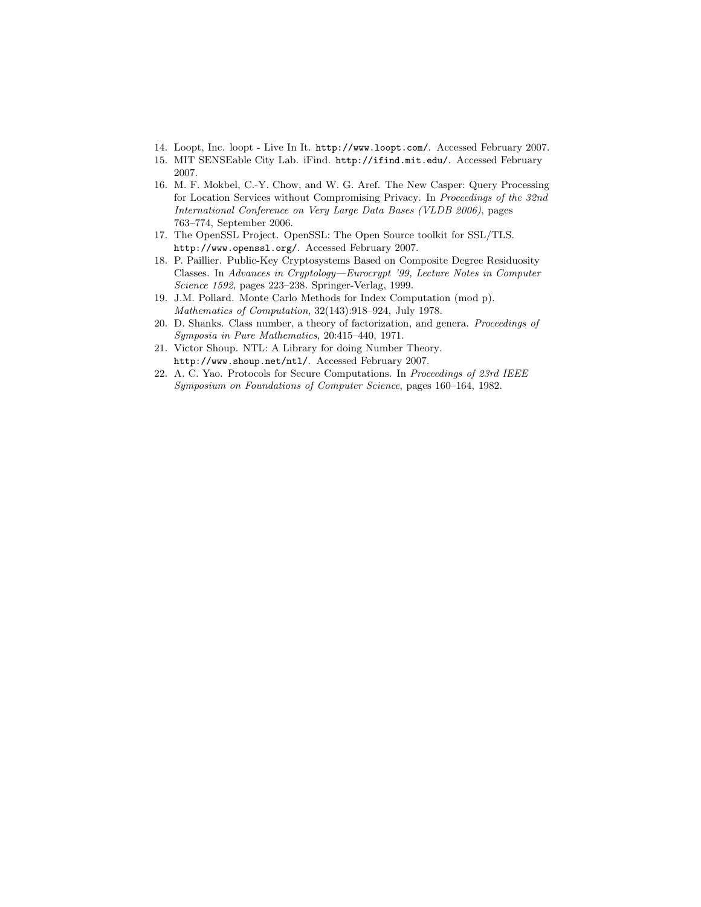14. Loopt, Inc. loopt - Live In It. http://www.loopt.com/. Accessed February 2007.
15. MIT SENSEable City Lab. iFind. http://ifind.mit.edu/. Accessed February 2007.
16. M. F. Mokbel, C.-Y. Chow, and W. G. Aref. The New Casper: Query Processing for Location Services without Compromising Privacy. In *Proceedings of the 32nd International Conference on Very Large Data Bases (VLDB 2006)*, pages 763–774, September 2006.
17. The OpenSSL Project. OpenSSL: The Open Source toolkit for SSL/TLS. http://www.openssl.org/. Accessed February 2007.
18. P. Paillier. Public-Key Cryptosystems Based on Composite Degree Residuosity Classes. In *Advances in Cryptology—Eurocrypt '99, Lecture Notes in Computer Science 1592*, pages 223–238. Springer-Verlag, 1999.
19. J.M. Pollard. Monte Carlo Methods for Index Computation (mod p). *Mathematics of Computation*, 32(143):918–924, July 1978.
20. D. Shanks. Class number, a theory of factorization, and genera. *Proceedings of Symposia in Pure Mathematics*, 20:415–440, 1971.
21. Victor Shoup. NTL: A Library for doing Number Theory. http://www.shoup.net/ntl/. Accessed February 2007.
22. A. C. Yao. Protocols for Secure Computations. In *Proceedings of 23rd IEEE Symposium on Foundations of Computer Science*, pages 160–164, 1982.